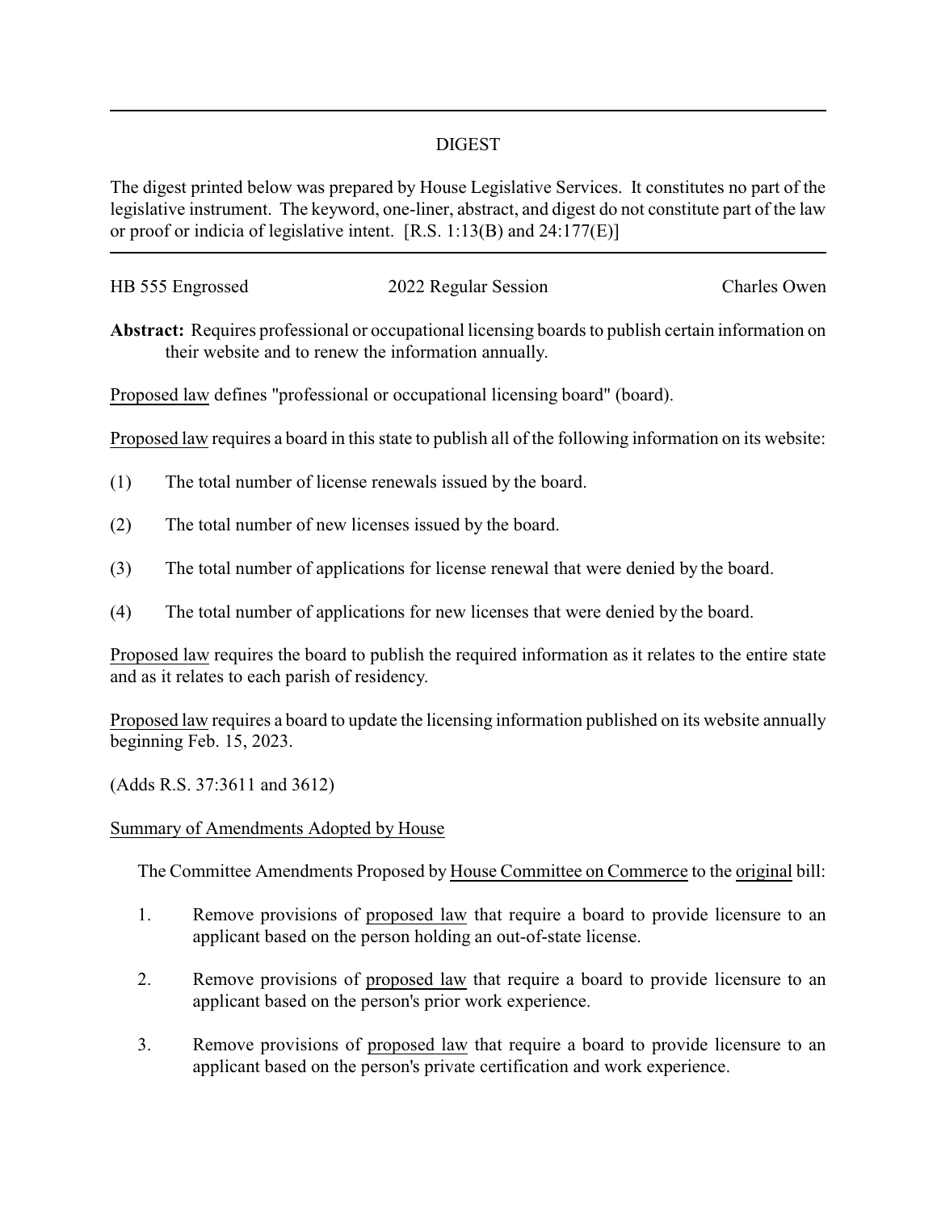# DIGEST

The digest printed below was prepared by House Legislative Services. It constitutes no part of the legislative instrument. The keyword, one-liner, abstract, and digest do not constitute part of the law or proof or indicia of legislative intent. [R.S. 1:13(B) and 24:177(E)]

HB 555 Engrossed | 2022 Regular Session | Charles Owen

**Abstract:** Requires professional or occupational licensing boards to publish certain information on their website and to renew the information annually.

Proposed law defines "professional or occupational licensing board" (board).

Proposed law requires a board in this state to publish all of the following information on its website:

(1) The total number of license renewals issued by the board.

(2) The total number of new licenses issued by the board.

(3) The total number of applications for license renewal that were denied by the board.

(4) The total number of applications for new licenses that were denied by the board.

Proposed law requires the board to publish the required information as it relates to the entire state and as it relates to each parish of residency.

Proposed law requires a board to update the licensing information published on its website annually beginning Feb. 15, 2023.

(Adds R.S. 37:3611 and 3612)

Summary of Amendments Adopted by House

The Committee Amendments Proposed by House Committee on Commerce to the original bill:

1. Remove provisions of proposed law that require a board to provide licensure to an applicant based on the person holding an out-of-state license.

2. Remove provisions of proposed law that require a board to provide licensure to an applicant based on the person's prior work experience.

3. Remove provisions of proposed law that require a board to provide licensure to an applicant based on the person's private certification and work experience.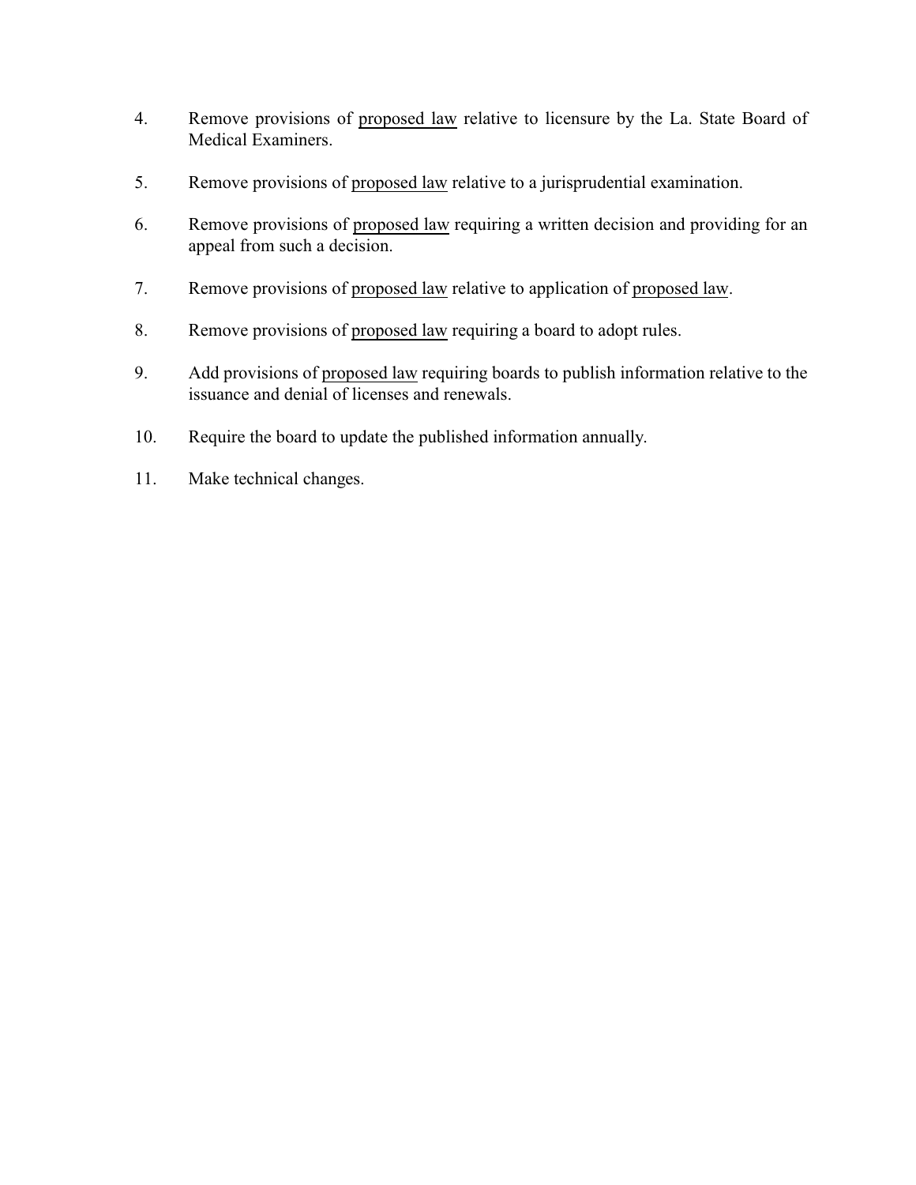4. Remove provisions of <u>proposed law</u> relative to licensure by the La. State Board of Medical Examiners.

5. Remove provisions of <u>proposed law</u> relative to a jurisprudential examination.

6. Remove provisions of <u>proposed law</u> requiring a written decision and providing for an appeal from such a decision.

7. Remove provisions of <u>proposed law</u> relative to application of <u>proposed law</u>.

8. Remove provisions of <u>proposed law</u> requiring a board to adopt rules.

9. Add provisions of <u>proposed law</u> requiring boards to publish information relative to the issuance and denial of licenses and renewals.

10. Require the board to update the published information annually.

11. Make technical changes.